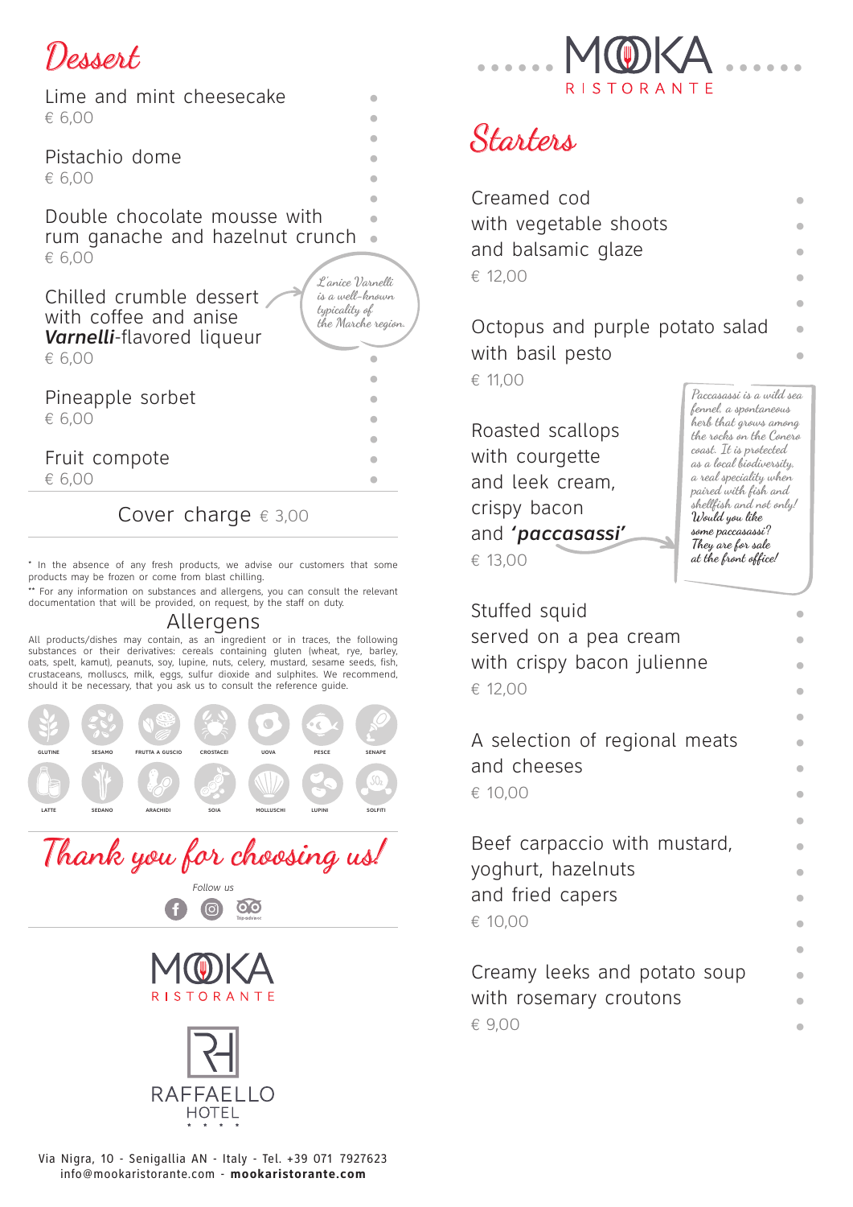# MOOKA RISTORANTE

## Starters

Creamed cod
with vegetable shoots
and balsamic glaze
€ 12,00

Octopus and purple potato salad
with basil pesto
€ 11,00

Roasted scallops
with courgette
and leek cream,
crispy bacon
and ***'paccasassi'***
€ 13,00

*Paccasassi is a wild sea fennel, a spontaneous herb that grows among the rocks on the Conero coast. It is protected as a local biodiversity, a real speciality when paired with fish and shellfish and not only! Would you like some paccasassi? They are for sale at the front office!*

Stuffed squid
served on a pea cream
with crispy bacon julienne
€ 12,00

A selection of regional meats
and cheeses
€ 10,00

Beef carpaccio with mustard,
yoghurt, hazelnuts
and fried capers
€ 10,00

Creamy leeks and potato soup
with rosemary croutons
€ 9,00

## Dessert

Lime and mint cheesecake
€ 6,00

Pistachio dome
€ 6,00

Double chocolate mousse with
rum ganache and hazelnut crunch
€ 6,00

Chilled crumble dessert
with coffee and anise
***Varnelli***-flavored liqueur
€ 6,00

*L'anice Varnelli is a well-known typicality of the Marche region.*

Pineapple sorbet
€ 6,00

Fruit compote
€ 6,00

Cover charge € 3,00

\* In the absence of any fresh products, we advise our customers that some products may be frozen or come from blast chilling.

\*\* For any information on substances and allergens, you can consult the relevant documentation that will be provided, on request, by the staff on duty.

### Allergens

All products/dishes may contain, as an ingredient or in traces, the following substances or their derivatives: cereals containing gluten (wheat, rye, barley, oats, spelt, kamut), peanuts, soy, lupine, nuts, celery, mustard, sesame seeds, fish, crustaceans, molluscs, milk, eggs, sulfur dioxide and sulphites. We recommend, should it be necessary, that you ask us to consult the reference guide.

GLUTINE · SESAMO · FRUTTA A GUSCIO · CROSTACEI · UOVA · PESCE · SENAPE
LATTE · SEDANO · ARACHIDI · SOIA · MOLLUSCHI · LUPINI · SOLFITI

## Thank you for choosing us!

Follow us

MOOKA RISTORANTE

RAFFAELLO HOTEL

Via Nigra, 10 - Senigallia AN - Italy - Tel. +39 071 7927623
info@mookaristorante.com - **mookaristorante.com**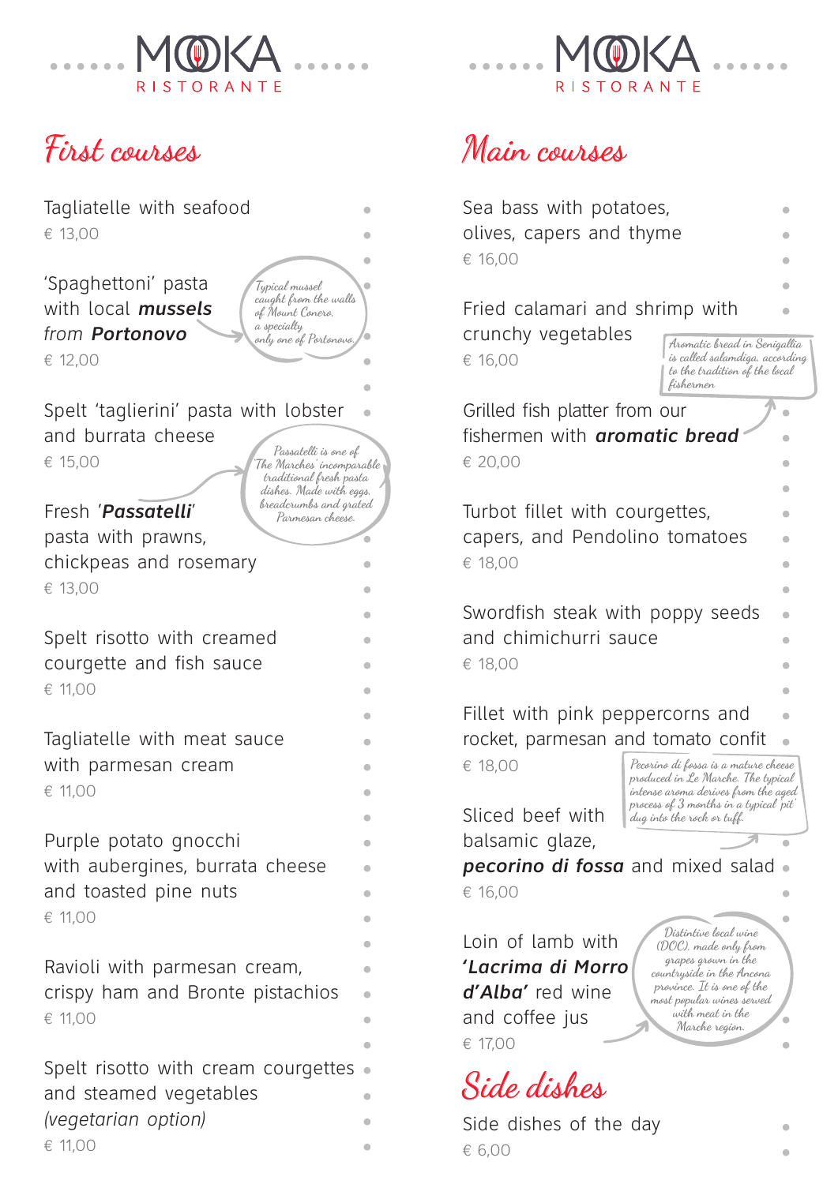MOKA RISTORANTE

## First courses

Tagliatelle with seafood
€ 13,00

'Spaghettoni' pasta with local **mussels** from **Portonovo**
€ 12,00

*Typical mussel caught from the walls of Mount Conero, a specialty only one of Portonovo.*

Spelt 'taglierini' pasta with lobster and burrata cheese
€ 15,00

Fresh '**Passatelli**' pasta with prawns, chickpeas and rosemary
€ 13,00

*Passatelli is one of The Marches' incomparable traditional fresh pasta dishes. Made with eggs, breadcrumbs and grated Parmesan cheese.*

Spelt risotto with creamed courgette and fish sauce
€ 11,00

Tagliatelle with meat sauce with parmesan cream
€ 11,00

Purple potato gnocchi with aubergines, burrata cheese and toasted pine nuts
€ 11,00

Ravioli with parmesan cream, crispy ham and Bronte pistachios
€ 11,00

Spelt risotto with cream courgettes and steamed vegetables *(vegetarian option)*
€ 11,00

MOKA RISTORANTE

## Main courses

Sea bass with potatoes, olives, capers and thyme
€ 16,00

Fried calamari and shrimp with crunchy vegetables
€ 16,00

Grilled fish platter from our fishermen with ***aromatic bread***
€ 20,00

*Aromatic bread in Senigallia is called salamdiga, according to the tradition of the local fishermen*

Turbot fillet with courgettes, capers, and Pendolino tomatoes
€ 18,00

Swordfish steak with poppy seeds and chimichurri sauce
€ 18,00

Fillet with pink peppercorns and rocket, parmesan and tomato confit
€ 18,00

Sliced beef with balsamic glaze, ***pecorino di fossa*** and mixed salad
€ 16,00

*Pecorino di fossa is a mature cheese produced in Le Marche. The typical intense aroma derives from the aged process of 3 months in a typical 'pit' dug into the rock or tuff.*

Loin of lamb with ***'Lacrima di Morro d'Alba'*** red wine and coffee jus
€ 17,00

*Distintive local wine (DOC), made only from grapes grown in the countryside in the Ancona province. It is one of the most popular wines served with meat in the Marche region.*

## Side dishes

Side dishes of the day
€ 6,00